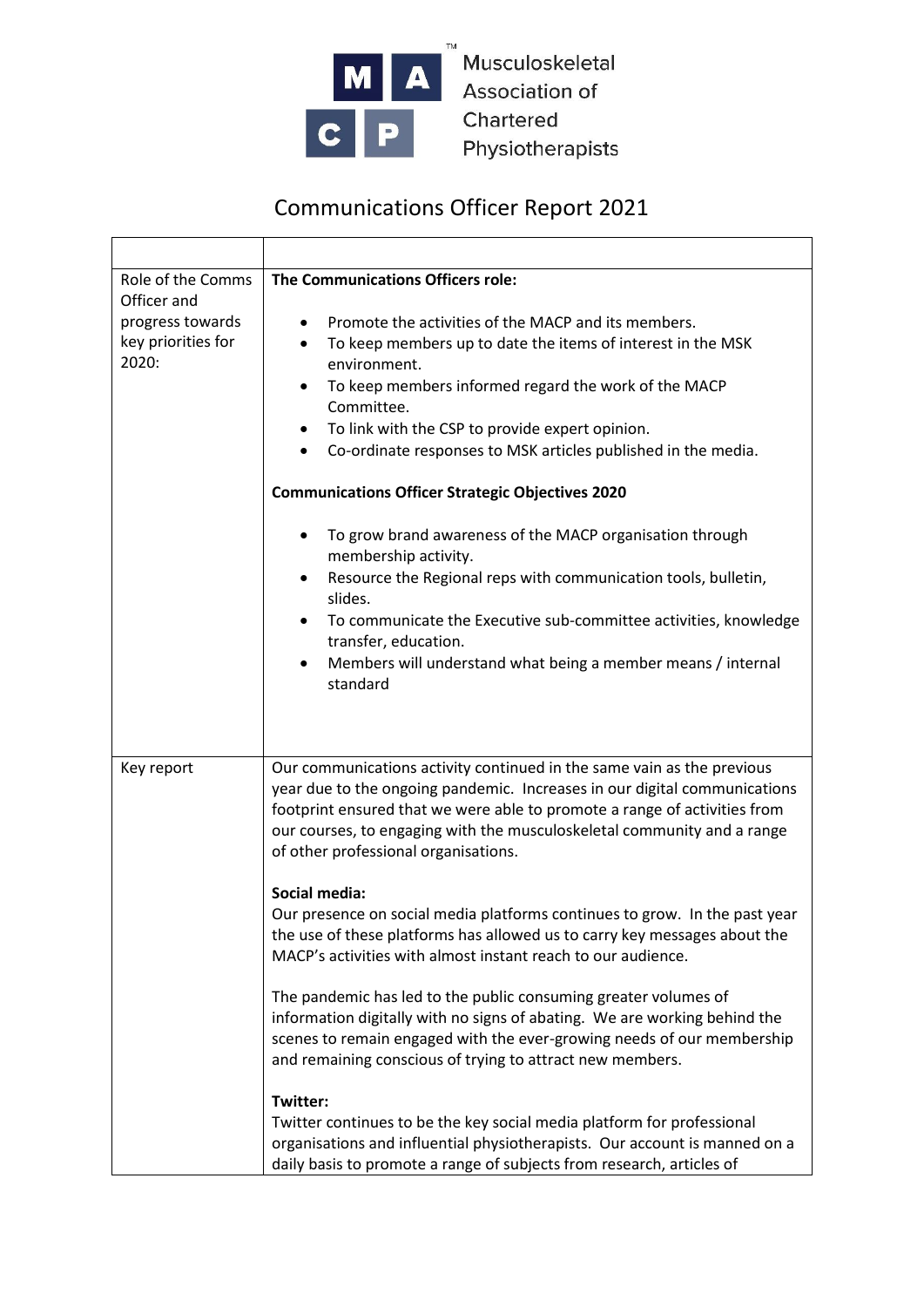Musculoskeletal Association of Chartered Physiotherapists

# Communications Officer Report 2021

| | |
|---|---|
| Role of the Comms Officer and progress towards key priorities for 2020: | **The Communications Officers role:**<br><br>• Promote the activities of the MACP and its members.<br>• To keep members up to date the items of interest in the MSK environment.<br>• To keep members informed regard the work of the MACP Committee.<br>• To link with the CSP to provide expert opinion.<br>• Co-ordinate responses to MSK articles published in the media.<br><br>**Communications Officer Strategic Objectives 2020**<br><br>• To grow brand awareness of the MACP organisation through membership activity.<br>• Resource the Regional reps with communication tools, bulletin, slides.<br>• To communicate the Executive sub-committee activities, knowledge transfer, education.<br>• Members will understand what being a member means / internal standard |
| Key report | Our communications activity continued in the same vain as the previous year due to the ongoing pandemic. Increases in our digital communications footprint ensured that we were able to promote a range of activities from our courses, to engaging with the musculoskeletal community and a range of other professional organisations.<br><br>**Social media:**<br>Our presence on social media platforms continues to grow. In the past year the use of these platforms has allowed us to carry key messages about the MACP's activities with almost instant reach to our audience.<br><br>The pandemic has led to the public consuming greater volumes of information digitally with no signs of abating. We are working behind the scenes to remain engaged with the ever-growing needs of our membership and remaining conscious of trying to attract new members.<br><br>**Twitter:**<br>Twitter continues to be the key social media platform for professional organisations and influential physiotherapists. Our account is manned on a daily basis to promote a range of subjects from research, articles of |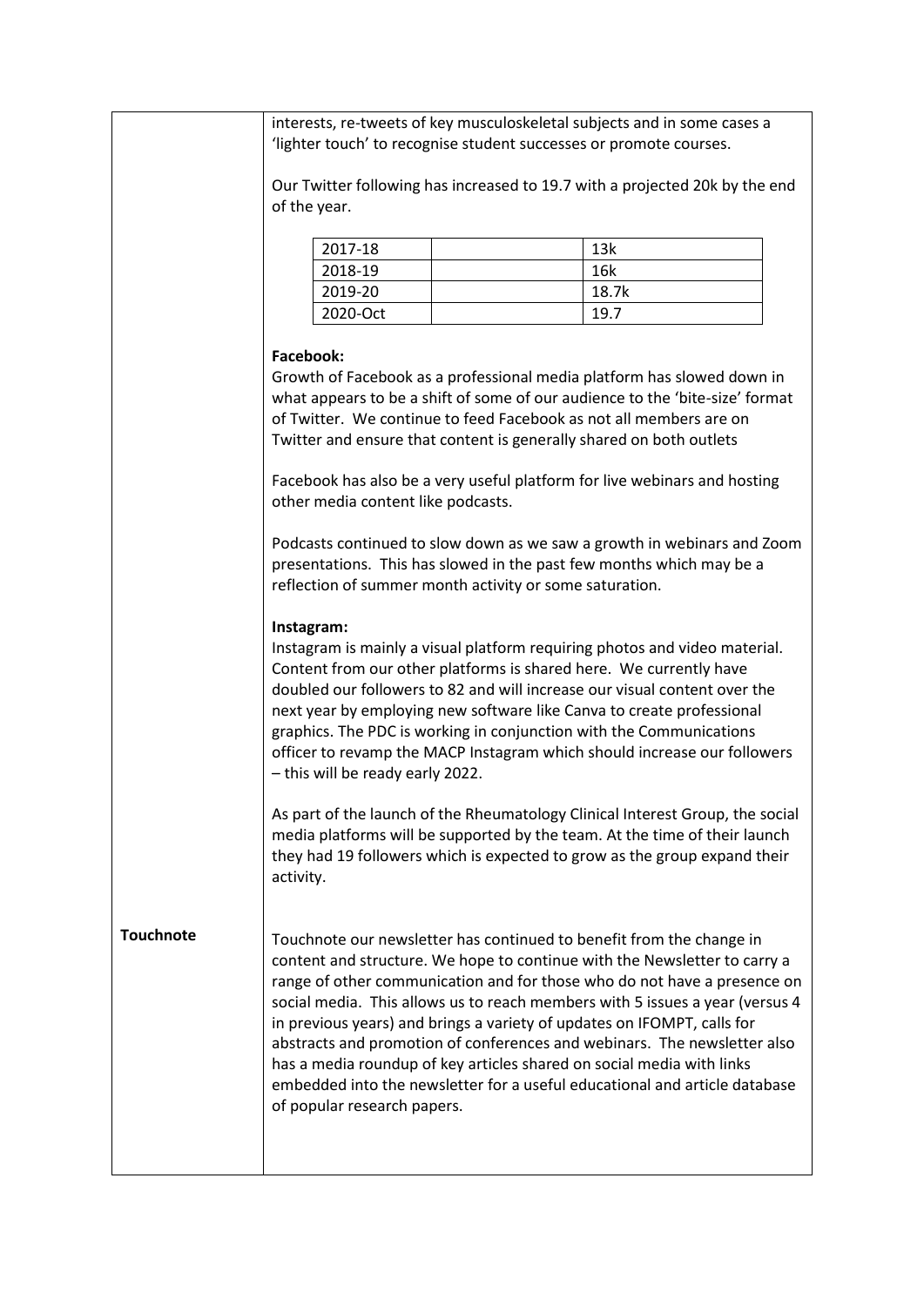interests, re-tweets of key musculoskeletal subjects and in some cases a 'lighter touch' to recognise student successes or promote courses.

Our Twitter following has increased to 19.7 with a projected 20k by the end of the year.

| 2017-18 | | 13k |
|---|---|---|
| 2018-19 | | 16k |
| 2019-20 | | 18.7k |
| 2020-Oct | | 19.7 |

**Facebook:**

Growth of Facebook as a professional media platform has slowed down in what appears to be a shift of some of our audience to the 'bite-size' format of Twitter. We continue to feed Facebook as not all members are on Twitter and ensure that content is generally shared on both outlets

Facebook has also be a very useful platform for live webinars and hosting other media content like podcasts.

Podcasts continued to slow down as we saw a growth in webinars and Zoom presentations. This has slowed in the past few months which may be a reflection of summer month activity or some saturation.

**Instagram:**

Instagram is mainly a visual platform requiring photos and video material. Content from our other platforms is shared here. We currently have doubled our followers to 82 and will increase our visual content over the next year by employing new software like Canva to create professional graphics. The PDC is working in conjunction with the Communications officer to revamp the MACP Instagram which should increase our followers – this will be ready early 2022.

As part of the launch of the Rheumatology Clinical Interest Group, the social media platforms will be supported by the team. At the time of their launch they had 19 followers which is expected to grow as the group expand their activity.

**Touchnote**

Touchnote our newsletter has continued to benefit from the change in content and structure. We hope to continue with the Newsletter to carry a range of other communication and for those who do not have a presence on social media. This allows us to reach members with 5 issues a year (versus 4 in previous years) and brings a variety of updates on IFOMPT, calls for abstracts and promotion of conferences and webinars. The newsletter also has a media roundup of key articles shared on social media with links embedded into the newsletter for a useful educational and article database of popular research papers.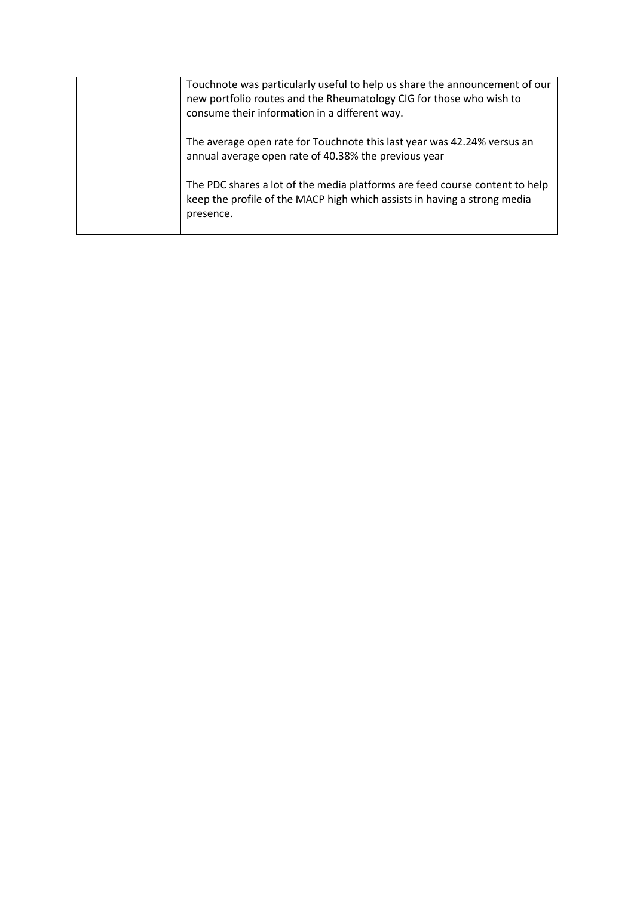| | |
|---|---|
| | Touchnote was particularly useful to help us share the announcement of our new portfolio routes and the Rheumatology CIG for those who wish to consume their information in a different way.<br><br>The average open rate for Touchnote this last year was 42.24% versus an annual average open rate of 40.38% the previous year<br><br>The PDC shares a lot of the media platforms are feed course content to help keep the profile of the MACP high which assists in having a strong media presence. |